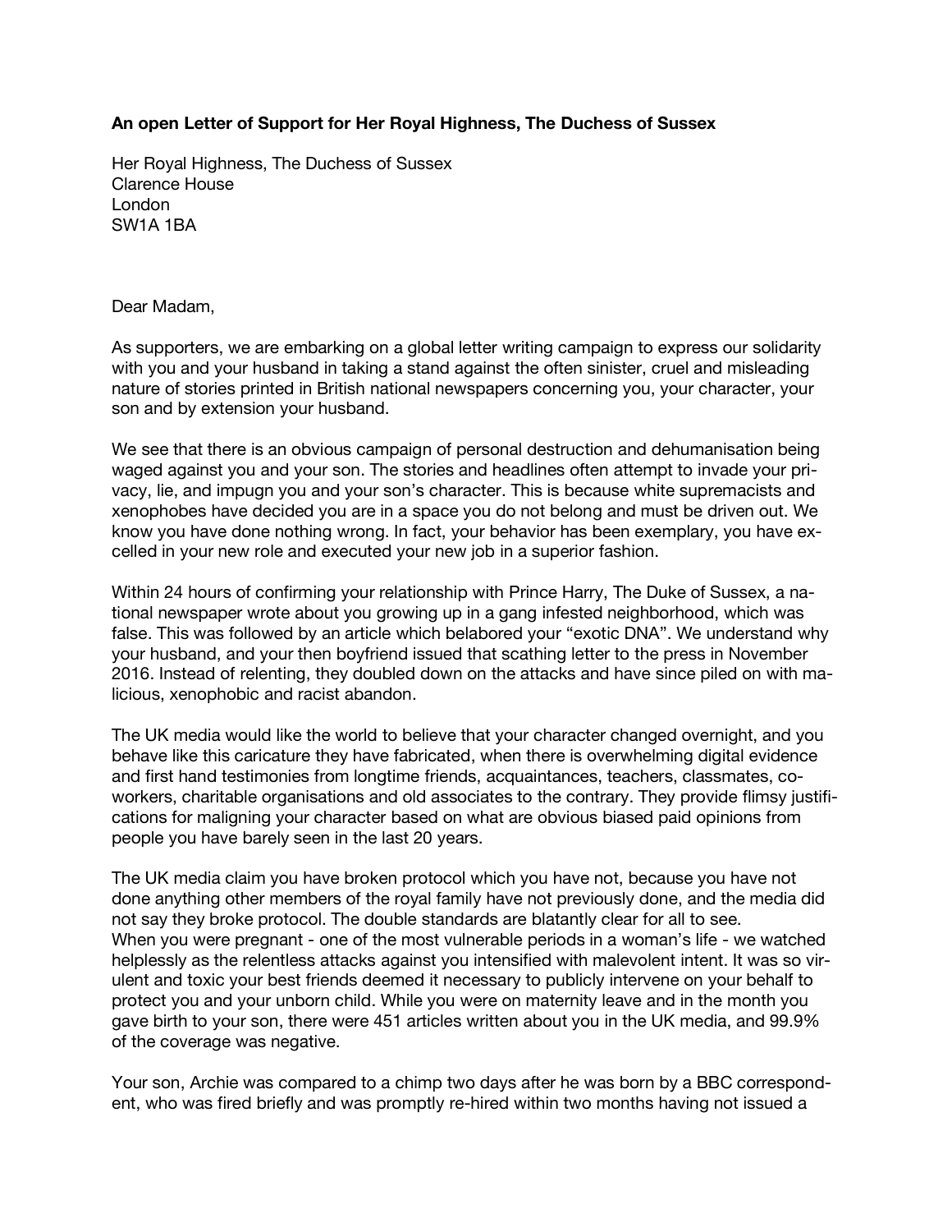**An open Letter of Support for Her Royal Highness, The Duchess of Sussex**

Her Royal Highness, The Duchess of Sussex
Clarence House
London
SW1A 1BA

Dear Madam,

As supporters, we are embarking on a global letter writing campaign to express our solidarity with you and your husband in taking a stand against the often sinister, cruel and misleading nature of stories printed in British national newspapers concerning you, your character, your son and by extension your husband.

We see that there is an obvious campaign of personal destruction and dehumanisation being waged against you and your son. The stories and headlines often attempt to invade your privacy, lie, and impugn you and your son's character. This is because white supremacists and xenophobes have decided you are in a space you do not belong and must be driven out. We know you have done nothing wrong. In fact, your behavior has been exemplary, you have excelled in your new role and executed your new job in a superior fashion.

Within 24 hours of confirming your relationship with Prince Harry, The Duke of Sussex, a national newspaper wrote about you growing up in a gang infested neighborhood, which was false. This was followed by an article which belabored your "exotic DNA". We understand why your husband, and your then boyfriend issued that scathing letter to the press in November 2016. Instead of relenting, they doubled down on the attacks and have since piled on with malicious, xenophobic and racist abandon.

The UK media would like the world to believe that your character changed overnight, and you behave like this caricature they have fabricated, when there is overwhelming digital evidence and first hand testimonies from longtime friends, acquaintances, teachers, classmates, co-workers, charitable organisations and old associates to the contrary. They provide flimsy justifications for maligning your character based on what are obvious biased paid opinions from people you have barely seen in the last 20 years.

The UK media claim you have broken protocol which you have not, because you have not done anything other members of the royal family have not previously done, and the media did not say they broke protocol. The double standards are blatantly clear for all to see.
When you were pregnant - one of the most vulnerable periods in a woman's life - we watched helplessly as the relentless attacks against you intensified with malevolent intent. It was so virulent and toxic your best friends deemed it necessary to publicly intervene on your behalf to protect you and your unborn child. While you were on maternity leave and in the month you gave birth to your son, there were 451 articles written about you in the UK media, and 99.9% of the coverage was negative.

Your son, Archie was compared to a chimp two days after he was born by a BBC correspondent, who was fired briefly and was promptly re-hired within two months having not issued a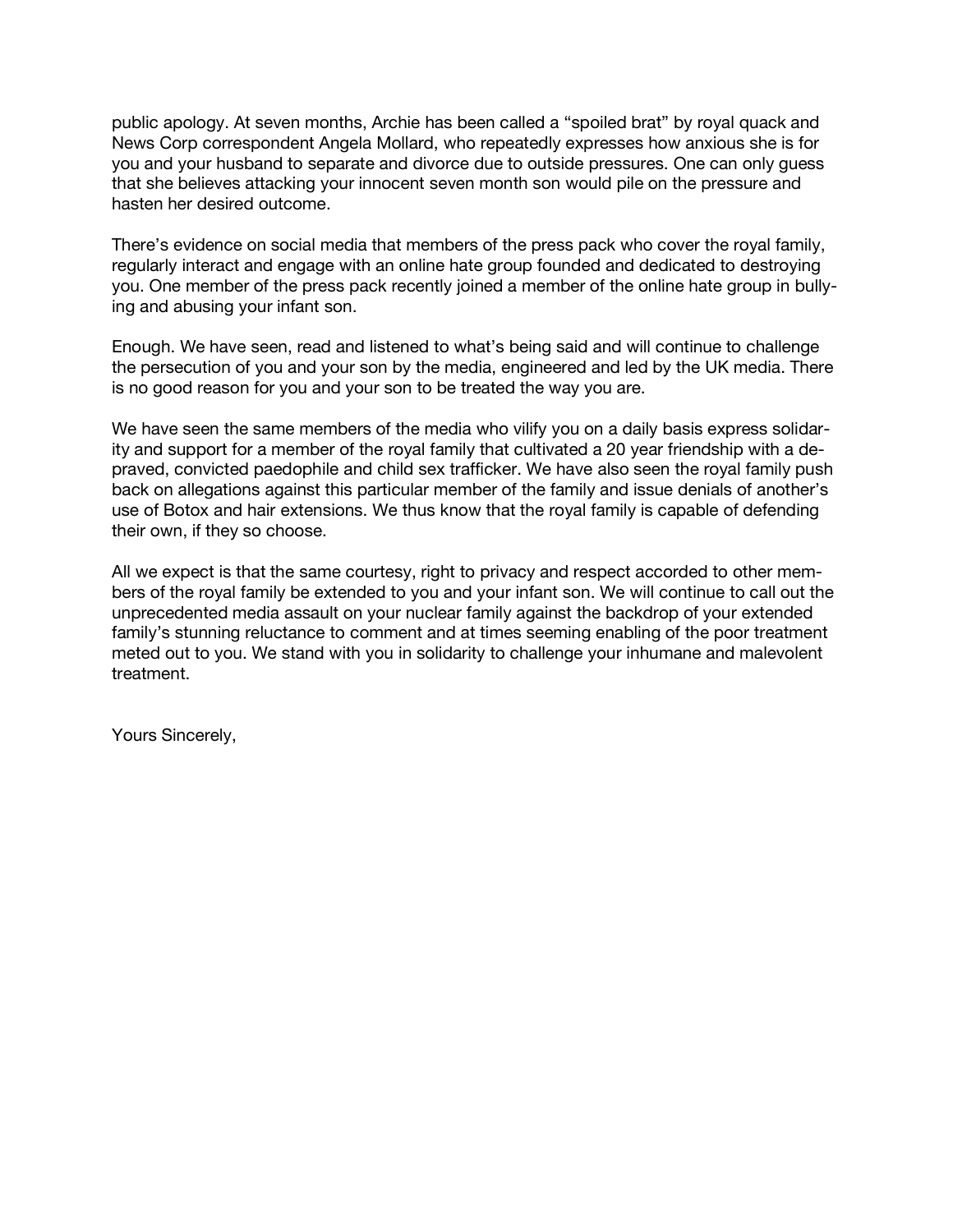public apology. At seven months, Archie has been called a "spoiled brat" by royal quack and News Corp correspondent Angela Mollard, who repeatedly expresses how anxious she is for you and your husband to separate and divorce due to outside pressures. One can only guess that she believes attacking your innocent seven month son would pile on the pressure and hasten her desired outcome.

There's evidence on social media that members of the press pack who cover the royal family, regularly interact and engage with an online hate group founded and dedicated to destroying you. One member of the press pack recently joined a member of the online hate group in bullying and abusing your infant son.

Enough. We have seen, read and listened to what's being said and will continue to challenge the persecution of you and your son by the media, engineered and led by the UK media. There is no good reason for you and your son to be treated the way you are.

We have seen the same members of the media who vilify you on a daily basis express solidarity and support for a member of the royal family that cultivated a 20 year friendship with a depraved, convicted paedophile and child sex trafficker. We have also seen the royal family push back on allegations against this particular member of the family and issue denials of another's use of Botox and hair extensions. We thus know that the royal family is capable of defending their own, if they so choose.

All we expect is that the same courtesy, right to privacy and respect accorded to other members of the royal family be extended to you and your infant son. We will continue to call out the unprecedented media assault on your nuclear family against the backdrop of your extended family's stunning reluctance to comment and at times seeming enabling of the poor treatment meted out to you. We stand with you in solidarity to challenge your inhumane and malevolent treatment.

Yours Sincerely,